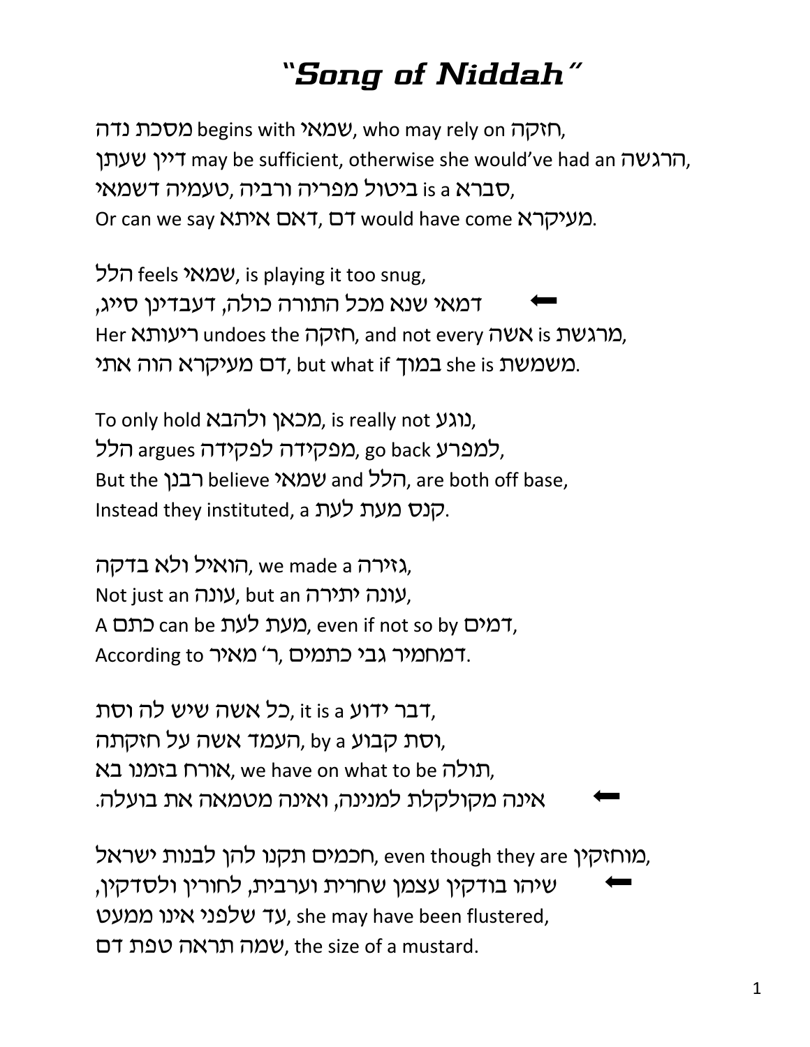# "*Song of Niddah*"

מסכת נדה begins with שמאי, who may rely on חזקה,
דיין שעתן may be sufficient, otherwise she would've had an הרגשה,
טעמיה דשמאי, ביטול מפריה ורביה is a סברא,
Or can we say דאם איתא, דם would have come מעיקרא.

הלל feels שמאי, is playing it too snug,
⬅ דמאי שנא מכל התורה כולה, דעבדינן סייג,
Her ריעותא undoes the חזקה, and not every אשה is מרגשת,
דם מעיקרא הוה אתי, but what if במוך she is משמשת.

To only hold מכאן ולהבא, is really not נוגע,
הלל argues מפקידה לפקידה, go back למפרע,
But the רבנן believe שמאי and הלל, are both off base,
Instead they instituted, a קנס מעת לעת.

הואיל ולא בדקה, we made a גזירה,
Not just an עונה, but an עונה יתירה,
A כתם can be מעת לעת, even if not so by דמים,
According to ר' מאיר, דמחמיר גבי כתמים.

כל אשה שיש לה וסת, it is a דבר ידוע,
העמד אשה על חזקתה, by a וסת קבוע,
אורח בזמנו בא, we have on what to be תולה,
⬅ אינה מקולקלת למנינה, ואינה מטמאה את בועלה.

חכמים תקנו להן לבנות ישראל, even though they are מוחזקין,
⬅ שיהו בודקין עצמן שחרית וערבית, לחורין ולסדקין,
עד שלפני אינו ממעט, she may have been flustered,
שמה תראה טפת דם, the size of a mustard.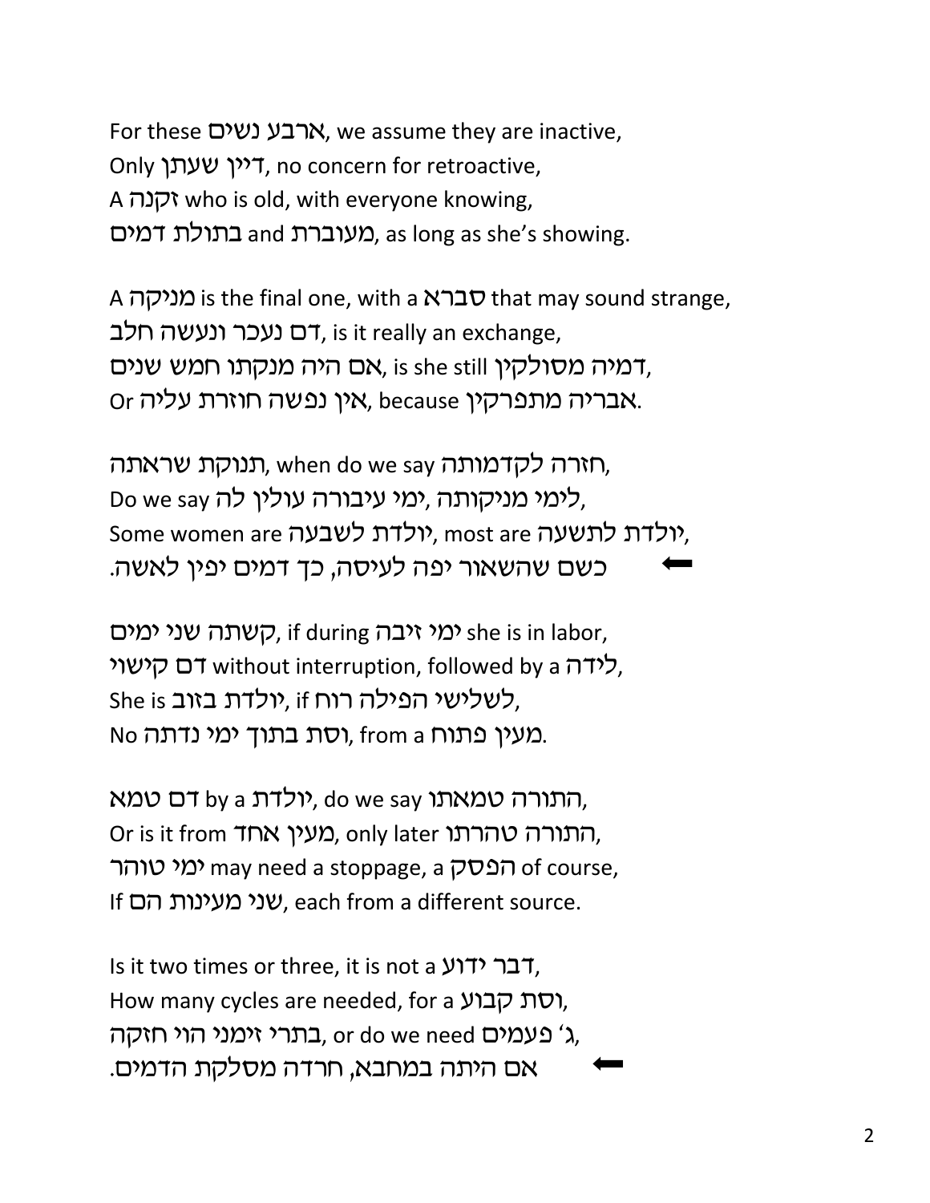For these ארבע נשים, we assume they are inactive,
Only דיין שעתן, no concern for retroactive,
A זקנה who is old, with everyone knowing,
בתולת דמים and מעוברת, as long as she's showing.

A מניקה is the final one, with a סברא that may sound strange,
דם נעכר ונעשה חלב, is it really an exchange,
אם היה מנקתו חמש שנים, is she still דמיה מסולקין,
Or אין נפשה חוזרת עליה, because אבריה מתפרקין.

תנוקת שראתה, when do we say חזרה לקדמותה,
Do we say לימי מניקותה ,ימי עיבורה עולין לה,
Some women are יולדת לשבעה, most are יולדת לתשעה,
⬅ כשם שהשאור יפה לעיסה, כך דמים יפין לאשה.

קשתה שני ימים, if during ימי זיבה she is in labor,
דם קישוי without interruption, followed by a לידה,
She is יולדת בזוב, if לשלישי הפילה רוח,
No וסת בתוך ימי נדתה, from a מעין פתוח.

דם טמא by a יולדת, do we say התורה טמאתו,
Or is it from מעין אחד, only later התורה טהרתו,
ימי טוהר may need a stoppage, a הפסק of course,
If שני מעינות הם, each from a different source.

Is it two times or three, it is not a דבר ידוע,
How many cycles are needed, for a וסת קבוע,
בתרי זימני הוי חזקה, or do we need ג' פעמים,
⬅ אם היתה במחבא, חרדה מסלקת הדמים.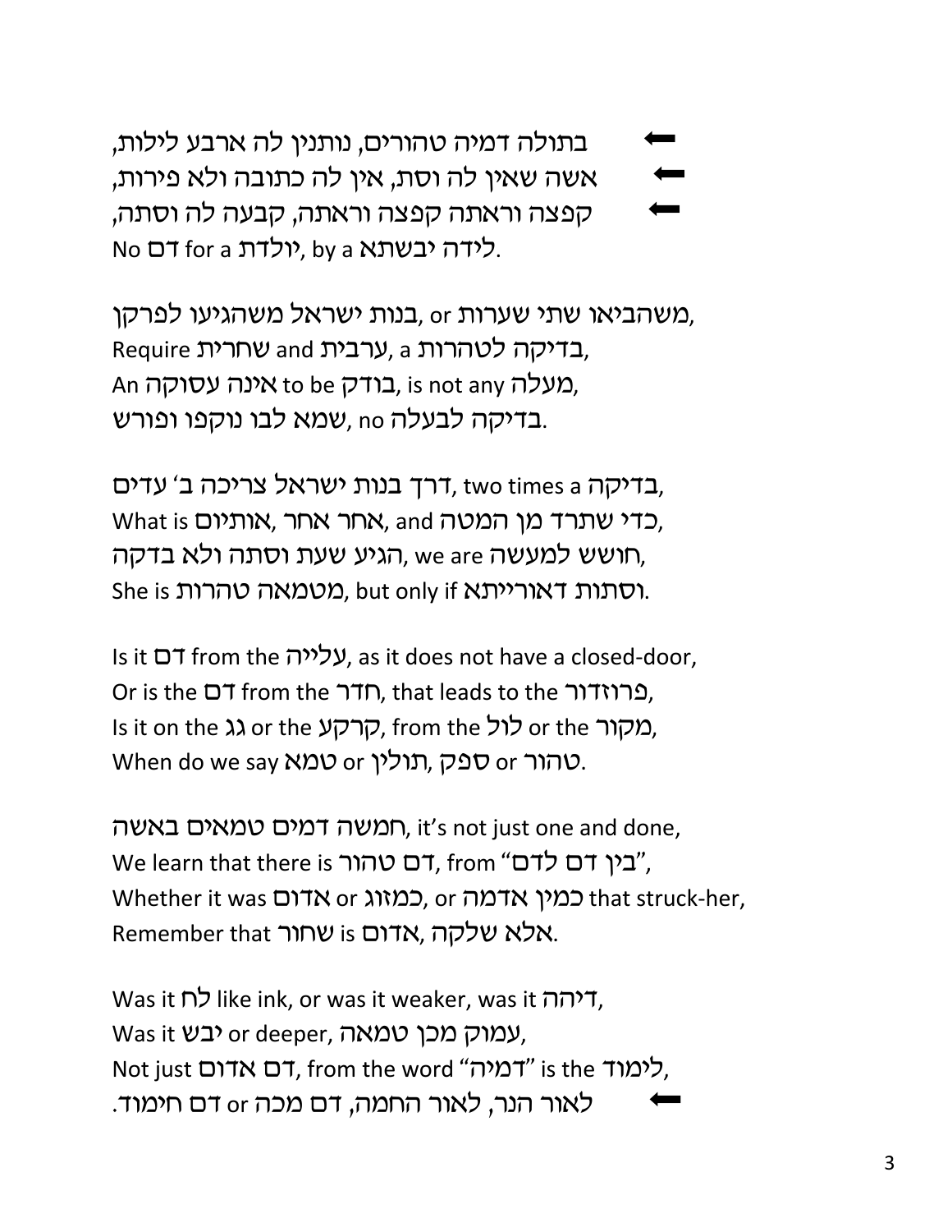⬅ בתולה דמיה טהורים, נותנין לה ארבע לילות,
⬅ אשה שאין לה וסת, אין לה כתובה ולא פירות,
⬅ קפצה וראתה קפצה וראתה, קבעה לה וסתה,
No דם for a יולדת, by a לידה יבשתא.

משהביאו שתי שערות or ,בנות ישראל משהגיעו לפרקן,
Require שחרית and ערבית, a בדיקה לטהרות,
An אינה עסוקה to be בודק, is not any מעלה,
שמא לבו נוקפו ופורש, no בדיקה לבעלה.

דרך בנות ישראל צריכה ב' עדים, two times a בדיקה,
What is אחר אחר, and כדי שתרד מן המטה ,אותיום,
הגיע שעת וסתה ולא בדקה, we are חושש למעשה,
She is מטמאה טהרות, but only if וסתות דאורייתא.

Is it דם from the עלייה, as it does not have a closed-door,
Or is the דם from the חדר, that leads to the פרוזדור,
Is it on the גג or the קרקע, from the לול or the מקור,
When do we say טמא or ספק ,תולין or טהור.

חמשה דמים טמאים באשה, it's not just one and done,
We learn that there is דם טהור, from "בין דם לדם",
Whether it was אדום or כמזוג, or כמין אדמה that struck-her,
Remember that שחור is אדום ,אלא שלקה.

Was it לח like ink, or was it weaker, was it דיהה,
Was it יבש or deeper, עמוק מכן טמאה,
Not just דם אדום, from the word "דמיה" is the לימוד,
⬅ לאור הנר, לאור החמה, דם מכה or דם חימוד.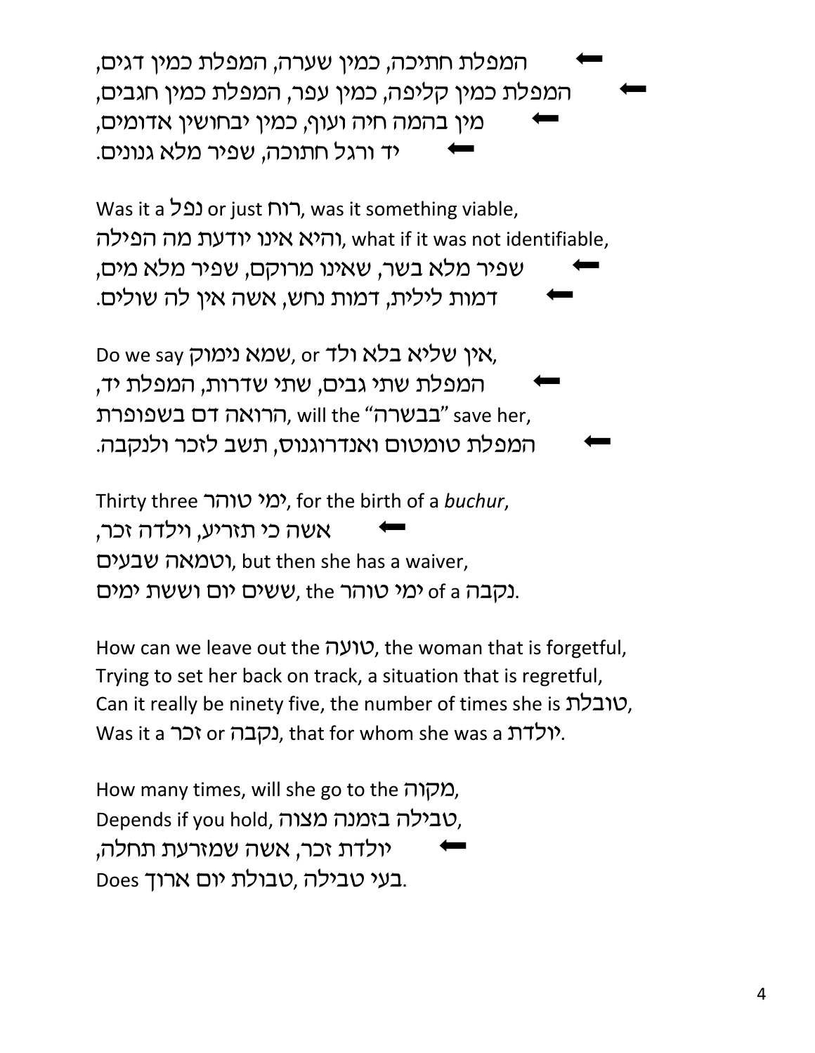⬅ המפלת חתיכה, כמין שערה, המפלת כמין דגים,
⬅ המפלת כמין קליפה, כמין עפר, המפלת כמין חגבים,
⬅ מין בהמה חיה ועוף, כמין יבחושין אדומים,
⬅ יד ורגל חתוכה, שפיר מלא גנונים.

Was it a נפל or just רוח, was it something viable,
והיא אינו יודעת מה הפילה, what if it was not identifiable,
⬅ שפיר מלא בשר, שאינו מרוקם, שפיר מלא מים,
⬅ דמות לילית, דמות נחש, אשה אין לה שולים.

Do we say שמא נימוק, or אין שליא בלא ולד,
⬅ המפלת שתי גבים, שתי שדרות, המפלת יד,
הרואה דם בשפופרת, will the "בבשרה" save her,
⬅ המפלת טומטום ואנדרוגנוס, תשב לזכר ולנקבה.

Thirty three ימי טוהר, for the birth of a *buchur*,
⬅ אשה כי תזריע, וילדה זכר,
וטמאה שבעים, but then she has a waiver,
ששים יום וששת ימים, the ימי טוהר of a נקבה.

How can we leave out the טועה, the woman that is forgetful,
Trying to set her back on track, a situation that is regretful,
Can it really be ninety five, the number of times she is טובלת,
Was it a זכר or נקבה, that for whom she was a יולדת.

How many times, will she go to the מקוה,
Depends if you hold, טבילה בזמנה מצוה,
⬅ יולדת זכר, אשה שמזרעת תחלה,
Does טבולת יום ארוך, בעי טבילה.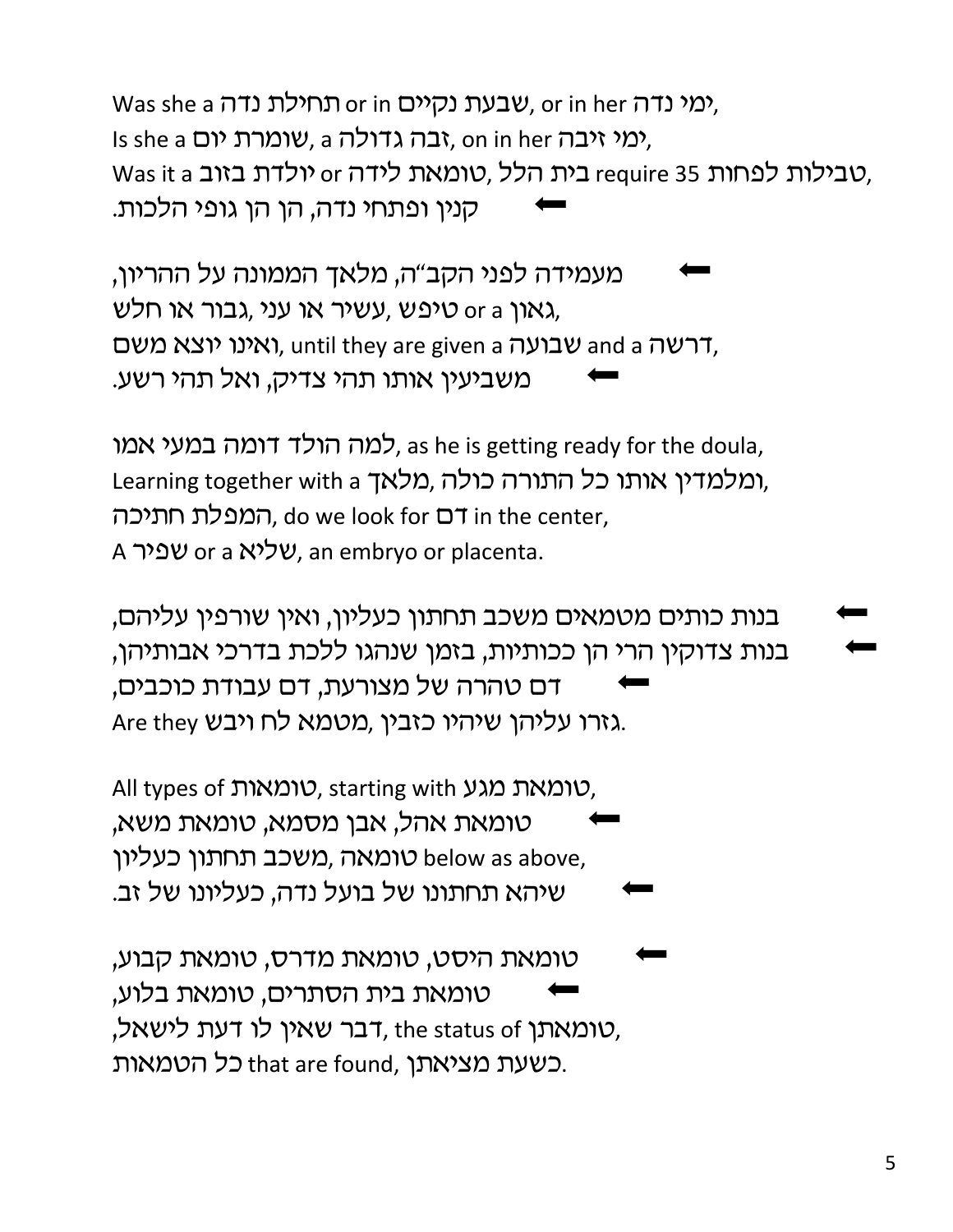Was she a תחילת נדה or in שבעת נקיים, or in her ימי נדה,
Is she a שומרת יום, a זבה גדולה, on in her ימי זיבה,
Was it a יולדת בזוב or טומאת לידה, בית הלל require 35 טבילות לפחות,
⬅ קנין ופתחי נדה, הן הן גופי הלכות.

⬅ מעמידה לפני הקב"ה, מלאך הממונה על ההריון,
גאון or a טיפש, עשיר או עני, גבור או חלש,
ואינו יוצא משם, until they are given a שבועה and a דרשה,
⬅ משביעין אותו תהי צדיק, ואל תהי רשע.

למה הולד דומה במעי אמו, as he is getting ready for the doula,
Learning together with a מלאך, ומלמדין אותו כל התורה כולה,
המפלת חתיכה, do we look for דם in the center,
A שפיר or a שליא, an embryo or placenta.

⬅ בנות כותים מטמאים משכב תחתון כעליון, ואין שורפין עליהם,
⬅ בנות צדוקין הרי הן ככותיות, בזמן שנהגו ללכת בדרכי אבותיהן,
⬅ דם טהרה של מצורעת, דם עבודת כוכבים,
Are they גזרו עליהן שיהיו כזבין, מטמא לח ויבש.

All types of טומאות, starting with טומאת מגע,
⬅ טומאת אהל, אבן מסמא, טומאת משא,
טומאה below as above, משכב תחתון כעליון
⬅ שיהא תחתונו של בועל נדה, כעליונו של זב.

⬅ טומאת היסט, טומאת מדרס, טומאת קבוע,
⬅ טומאת בית הסתרים, טומאת בלוע,
דבר שאין לו דעת לישאל, the status of טומאתן,
כל הטמאות that are found, כשעת מציאתן.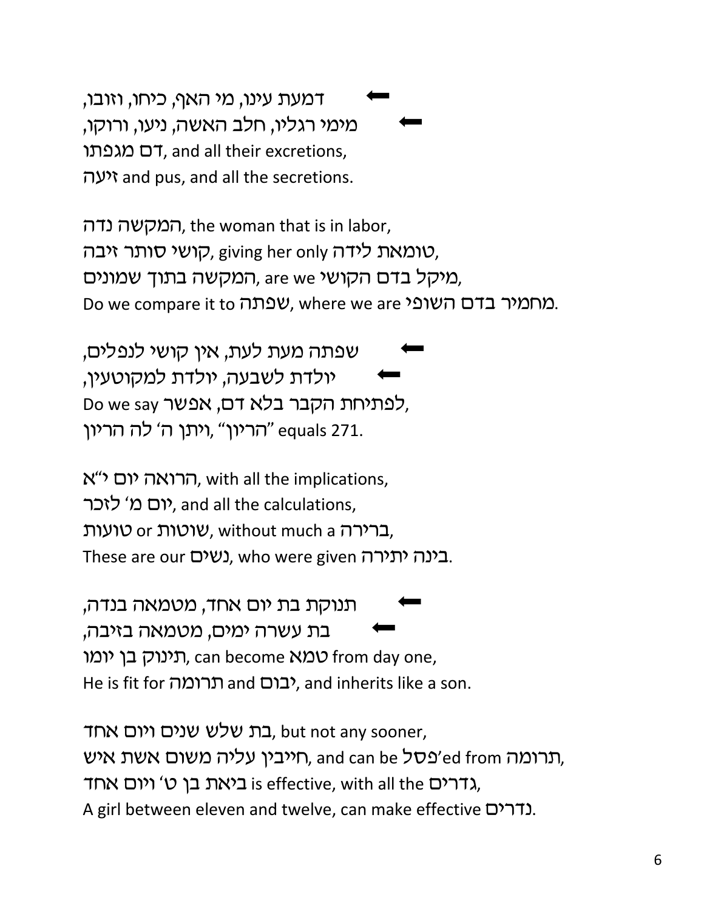⬅ דמעת עינו, מי האף, כיחו, וזובו,
⬅ מימי רגליו, חלב האשה, ניעו, ורוקו,
דם מגפתו, and all their excretions,
זיעה and pus, and all the secretions.

המקשה נדה, the woman that is in labor,
קושי סותר זיבה, giving her only טומאת לידה,
המקשה בתוך שמונים, are we מיקל בדם הקושי,
Do we compare it to שפתה, where we are מחמיר בדם השופי.

⬅ שפתה מעת לעת, אין קושי לנפלים,
⬅ יולדת לשבעה, יולדת למקוטעין,
Do we say לפתיחת הקבר בלא דם, אפשר,
"הריון", ויתן ה' לה הריון" equals 271.

הרואה יום י"א, with all the implications,
יום מ' לזכר, and all the calculations,
טועות or שוטות, without much a ברירה,
These are our נשים, who were given בינה יתירה.

⬅ תנוקת בת יום אחד, מטמאה בנדה,
⬅ בת עשרה ימים, מטמאה בזיבה,
תינוק בן יומו, can become טמא from day one,
He is fit for תרומה and יבום, and inherits like a son.

בת שלש שנים ויום אחד, but not any sooner,
חייבין עליה משום אשת איש, and can be פסל'ed from תרומה,
ביאת בן ט' ויום אחד is effective, with all the גדרים,
A girl between eleven and twelve, can make effective נדרים.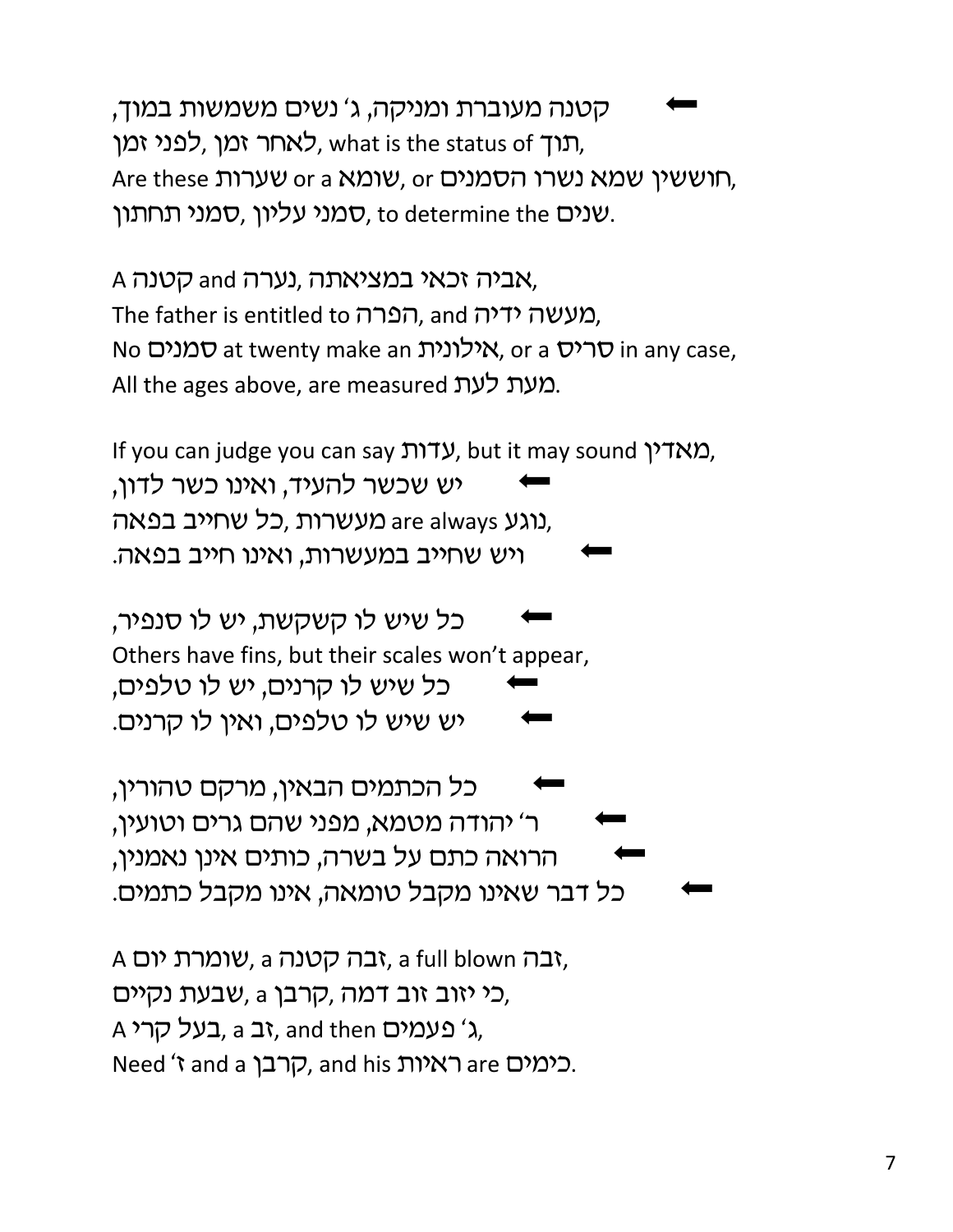⬅ קטנה מעוברת ומניקה, ג׳ נשים משמשות במוך,
לאחר זמן ,לפני זמן, what is the status of תוך,
Are these שערות or a שומא, or חוששין שמא נשרו הסמנים,
סמני עליון ,סמני תחתון, to determine the שנים.

A קטנה and נערה ,אביה זכאי במציאתה,
The father is entitled to הפרה, and מעשה ידיה,
No סמנים at twenty make an אילונית, or a סריס in any case,
All the ages above, are measured מעת לעת.

If you can judge you can say עדות, but it may sound מאדין,
⬅ יש שכשר להעיד, ואינו כשר לדון,
כל שחייב בפאה ,מעשרות are always נוגע,
⬅ ויש שחייב במעשרות, ואינו חייב בפאה.

⬅ כל שיש לו קשקשת, יש לו סנפיר,
Others have fins, but their scales won't appear,
⬅ כל שיש לו קרנים, יש לו טלפים,
⬅ יש שיש לו טלפים, ואין לו קרנים.

⬅ כל הכתמים הבאין, מרקם טהורין,
⬅ ר׳ יהודה מטמא, מפני שהם גרים וטועין,
⬅ הרואה כתם על בשרה, כותים אינן נאמנין,
⬅ כל דבר שאינו מקבל טומאה, אינו מקבל כתמים.

A שומרת יום, a זבה קטנה, a full blown זבה,
כי יזוב זוב דמה ,קרבן a ,שבעת נקיים,
A בעל קרי, a זב, and then ג׳ פעמים,
Need ז׳ and a קרבן, and his ראיות are כימים.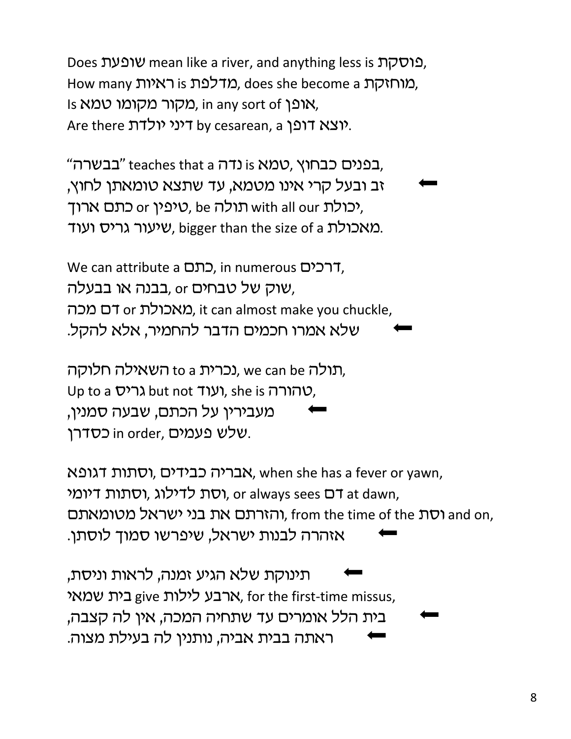Does שופעת mean like a river, and anything less is פוסקת,
How many ראיות is מדלפת, does she become a מוחזקת,
Is מקור מקומו טמא, in any sort of אופן,
Are there דיני יולדת by cesarean, a יוצא דופן.

"בבשרה" teaches that a נדה is טמא, בפנים כבחוץ,
➡ זב ובעל קרי אינו מטמא, עד שתצא טומאתן לחוץ,
כתם ארוך or טיפין, be תולה with all our יכולת,
שיעור גריס ועוד, bigger than the size of a מאכולת.

We can attribute a כתם, in numerous דרכים,
בבנה או בבעלה, or שוק של טבחים,
דם מכה or מאכולת, it can almost make you chuckle,
➡ שלא אמרו חכמים הדבר להחמיר, אלא להקל.

השאילה חלוקה to a נכרית, we can be תולה,
Up to a גריס but not ועוד, she is טהורה,
➡ מעבירין על הכתם, שבעה סמנין,
כסדרן in order, שלש פעמים.

אבריה כבידים, וסתות דגופא, when she has a fever or yawn,
וסת לדילוג, וסתות דיומי, or always sees דם at dawn,
והזרתם את בני ישראל מטומאתם, from the time of the וסת and on,
➡ אזהרה לבנות ישראל, שיפרשו סמוך לוסתן.

➡ תינוקת שלא הגיע זמנה, לראות וניסת,
ארבע לילות give בית שמאי, for the first-time missus,
➡ בית הלל אומרים עד שתחיה המכה, אין לה קצבה,
➡ ראתה בבית אביה, נותנין לה בעילת מצוה.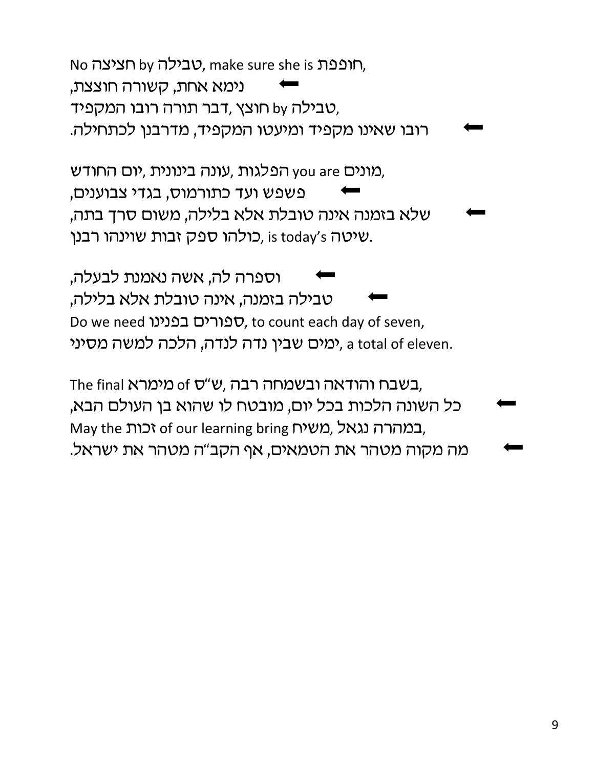No חציצה by טבילה, make sure she is חופפת,

⬅ נימא אחת, קשורה חוצצת,

טבילה by חוצץ ,דבר תורה רובו המקפיד,

⬅ רובו שאינו מקפיד ומיעטו המקפיד, מדרבנן לכתחילה.

מונים you are הפלגות ,עונה בינונית ,יום החודש,

⬅ פשפש ועד כתורמוס, בגדי צבועים,

⬅ שלא בזמנה אינה טובלת אלא בלילה, משום סרך בתה,

כולהו ספק זבות שוינהו רבנן, is today's שיטה.

⬅ וספרה לה, אשה נאמנת לבעלה,

⬅ טבילה בזמנה, אינה טובלת אלא בלילה,

Do we need ספורים בפנינו, to count each day of seven,

ימים שבין נדה לנדה, הלכה למשה מסיני, a total of eleven.

The final מימרא of ש"ס, בשבח והודאה ובשמחה רבה,

⬅ כל השונה הלכות בכל יום, מובטח לו שהוא בן העולם הבא,

May the זכות of our learning bring משיח, במהרה נגאל,

⬅ מה מקוה מטהר את הטמאים, אף הקב"ה מטהר את ישראל.